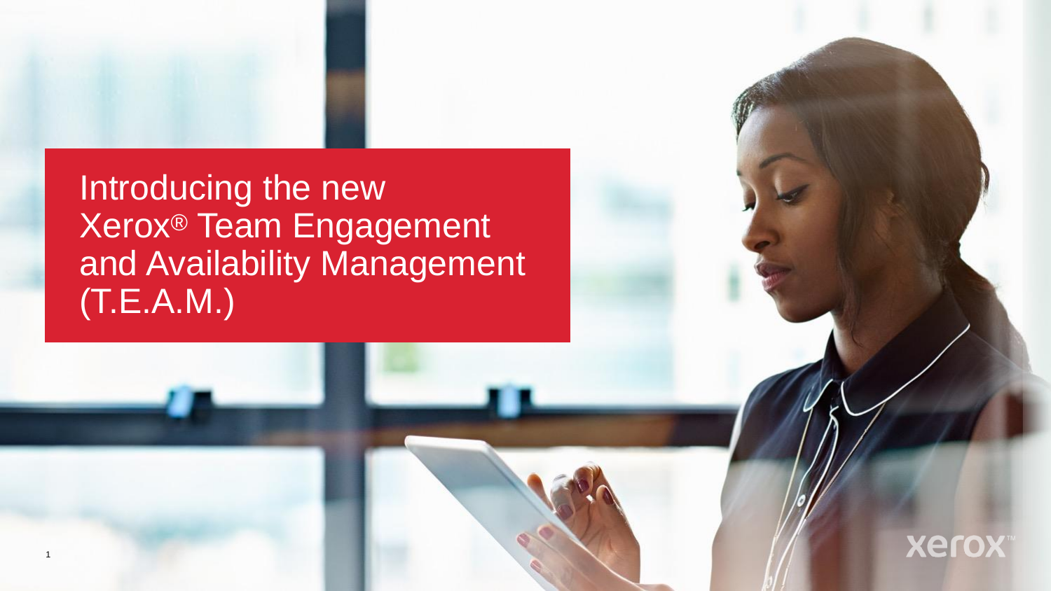# Introducing the new Xerox® Team Engagement and Availability Management (T.E.A.M.)

xerox™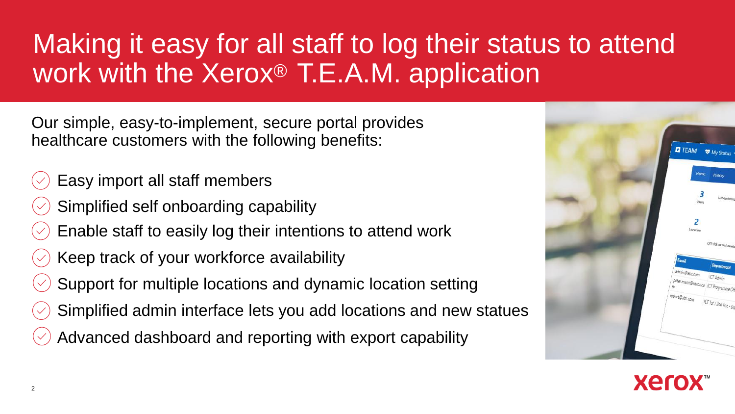# Making it easy for all staff to log their status to attend work with the Xerox® T.E.A.M. application

Our simple, easy-to-implement, secure portal provides healthcare customers with the following benefits:

- Easy import all staff members
- Simplified self onboarding capability
- Enable staff to easily log their intentions to attend work
- Keep track of your workforce availability
- Support for multiple locations and dynamic location setting
- Simplified admin interface lets you add locations and new statues
- Advanced dashboard and reporting with export capability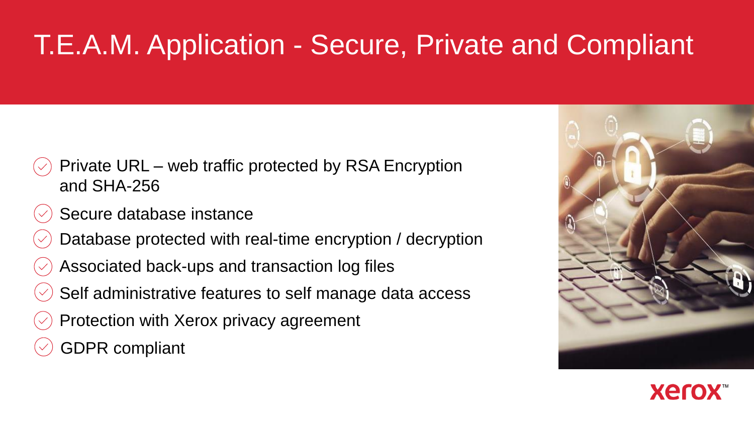# T.E.A.M. Application - Secure, Private and Compliant

- Private URL – web traffic protected by RSA Encryption and SHA-256
- Secure database instance
- Database protected with real-time encryption / decryption
- Associated back-ups and transaction log files
- Self administrative features to self manage data access
- Protection with Xerox privacy agreement
- GDPR compliant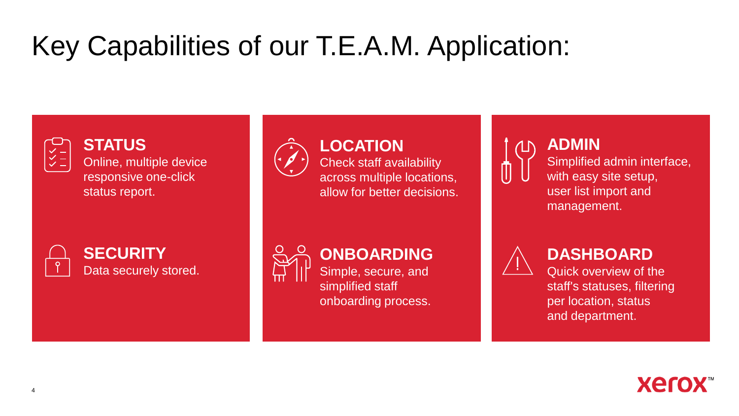# Key Capabilities of our T.E.A.M. Application:

**STATUS**
Online, multiple device responsive one-click status report.

**SECURITY**
Data securely stored.

**LOCATION**
Check staff availability across multiple locations, allow for better decisions.

**ONBOARDING**
Simple, secure, and simplified staff onboarding process.

**ADMIN**
Simplified admin interface, with easy site setup, user list import and management.

**DASHBOARD**
Quick overview of the staff's statuses, filtering per location, status and department.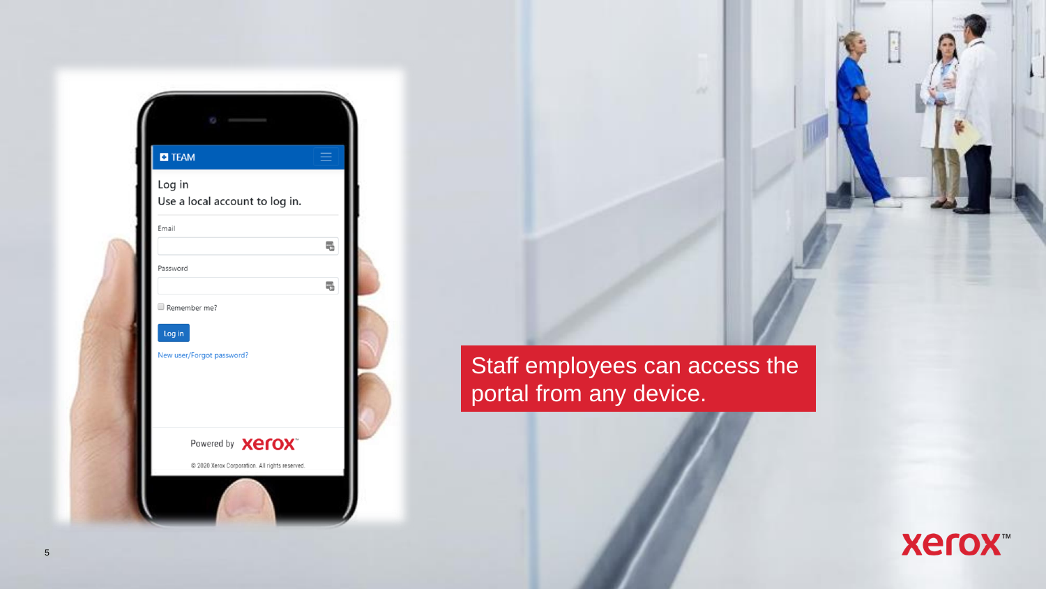Staff employees can access the portal from any device.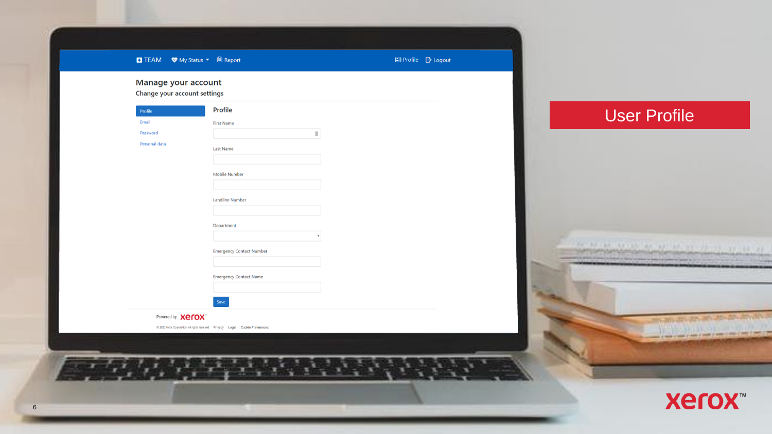# User Profile

TEAM | My Status | Report | Profile | Logout

## Manage your account

Change your account settings

- Profile
- Email
- Password
- Personal data

### Profile

First Name

Last Name

Mobile Number

Landline Number

Department

Emergency Contact Number

Emergency Contact Name

Save

Powered by xerox

© 2020 Xerox Corporation. All rights reserved. Privacy Legal Cookie Preferences

xerox™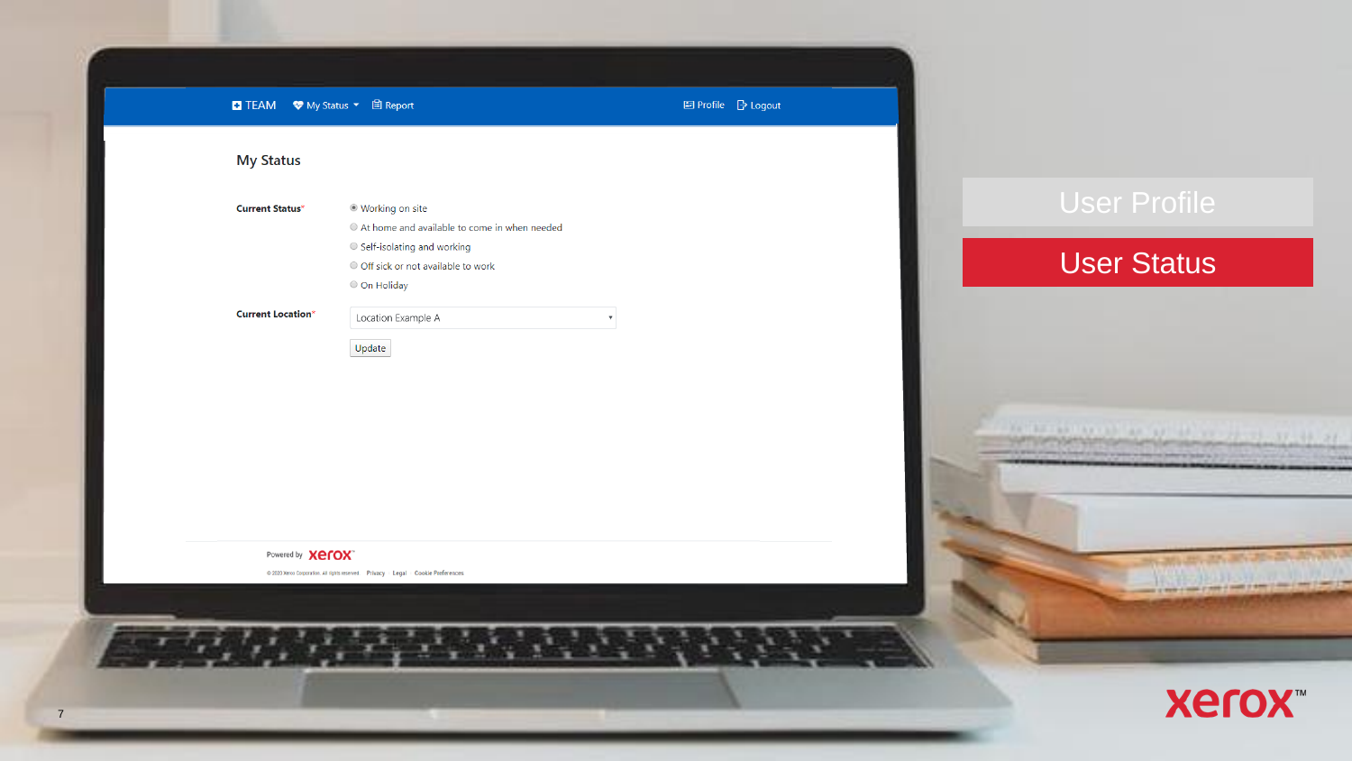# My Status

**Current Status***

- Working on site
- At home and available to come in when needed
- Self-isolating and working
- Off sick or not available to work
- On Holiday

**Current Location***

Location Example A

Update

User Profile

User Status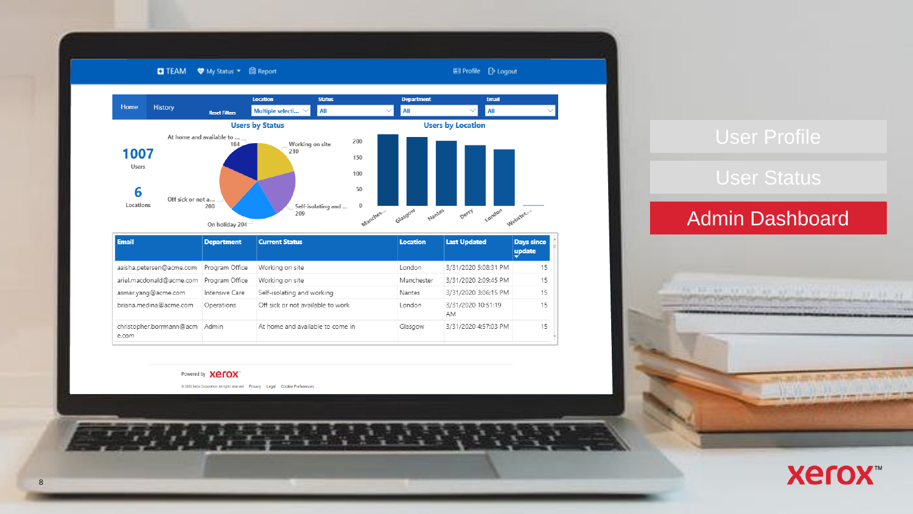- User Profile
- User Status
- **Admin Dashboard**

TEAM | My Status | Report | Profile | Logout

Home | History | Reset Filters | Location: Multiple selecti... | Status: All | Department: All | Email: All

**Users by Status**

1007 Users

6 Locations

- At home and available to ... 184
- Working on site 210
- Self-isolating and ... 209
- On holiday 204
- Off sick or not a... 200

**Users by Location**

Manches..., Glasgow, Nantes, Derry, London, Webster...

| Email | Department | Current Status | Location | Last Updated | Days since update |
|---|---|---|---|---|---|
| aaisha.petersen@acme.com | Program Office | Working on site | London | 3/31/2020 5:08:31 PM | 15 |
| ariel.macdonald@acme.com | Program Office | Working on site | Manchester | 3/31/2020 2:09:45 PM | 15 |
| asmar.yang@acme.com | Intensive Care | Self-isolating and working | Nantes | 3/31/2020 3:06:15 PM | 15 |
| briana.medina@acme.com | Operations | Off sick or not available to work | London | 3/31/2020 10:51:19 AM | 15 |
| christopher.borrmann@acme.com | Admin | At home and available to come in | Glasgow | 3/31/2020 4:57:03 PM | 15 |

Powered by xerox

xerox™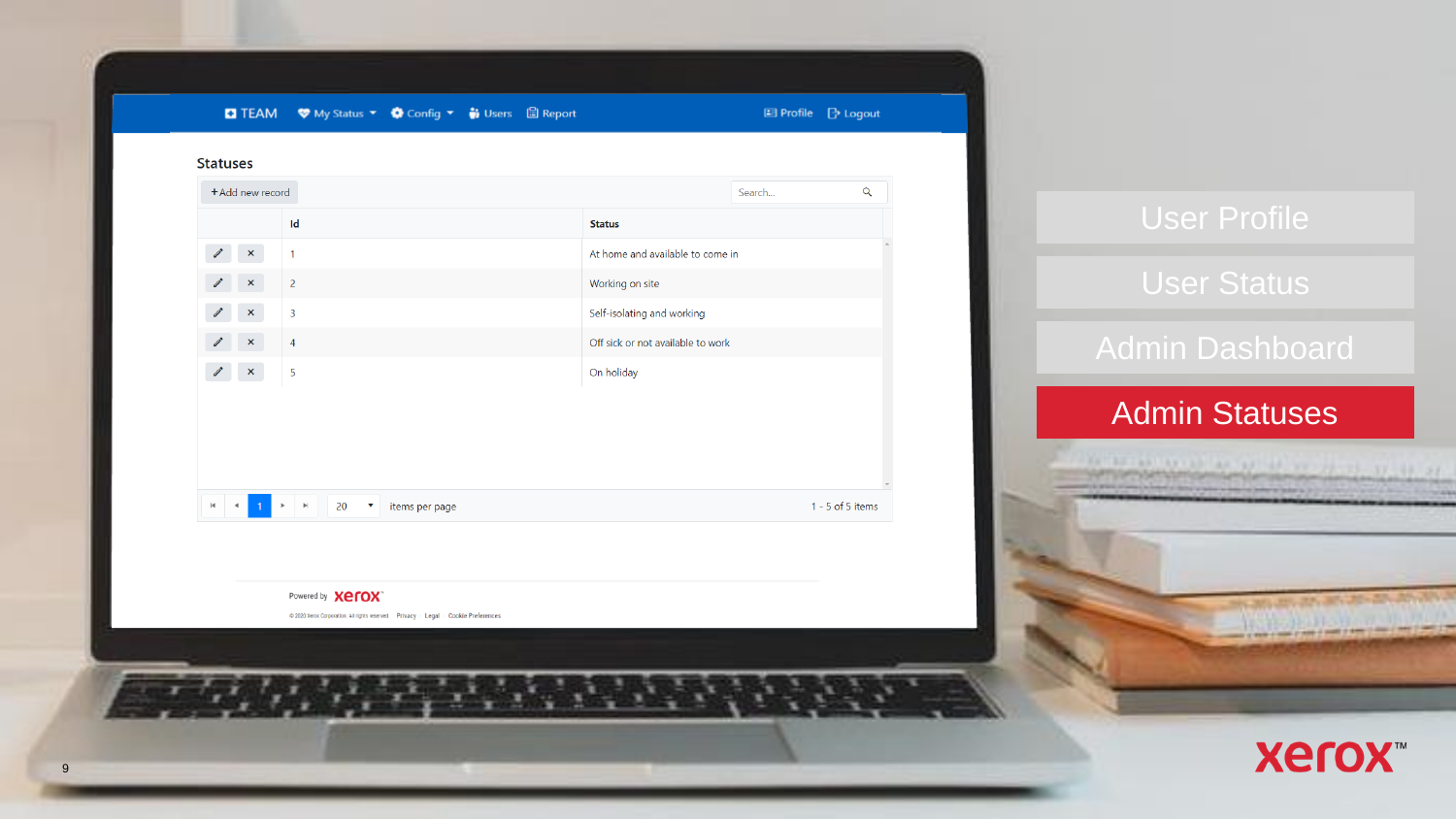TEAM | My Status | Config | Users | Report | Profile | Logout

## Statuses

+Add new record

| Id | Status |
|---|---|
| 1 | At home and available to come in |
| 2 | Working on site |
| 3 | Self-isolating and working |
| 4 | Off sick or not available to work |
| 5 | On holiday |

20 items per page — 1 - 5 of 5 items

Powered by xerox

- User Profile
- User Status
- Admin Dashboard
- **Admin Statuses**

xerox™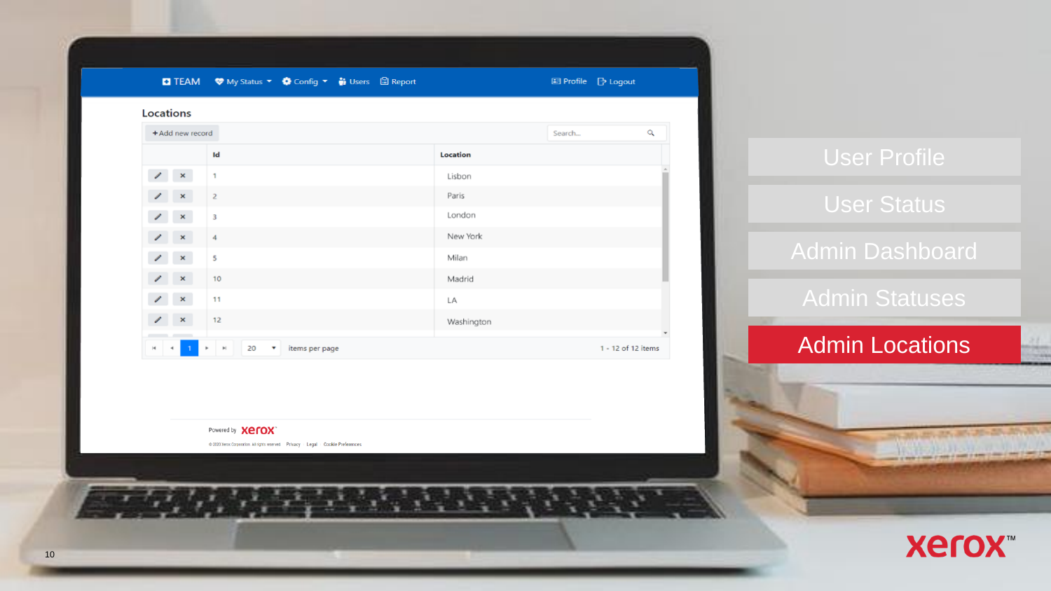TEAM | My Status | Config | Users | Report | Profile | Logout

## Locations

+ Add new record

Search...

| Id | Location |
|---|---|
| 1 | Lisbon |
| 2 | Paris |
| 3 | London |
| 4 | New York |
| 5 | Milan |
| 10 | Madrid |
| 11 | LA |
| 12 | Washington |

1 | 20 items per page | 1 - 12 of 12 items

Powered by xerox

- User Profile
- User Status
- Admin Dashboard
- Admin Statuses
- **Admin Locations**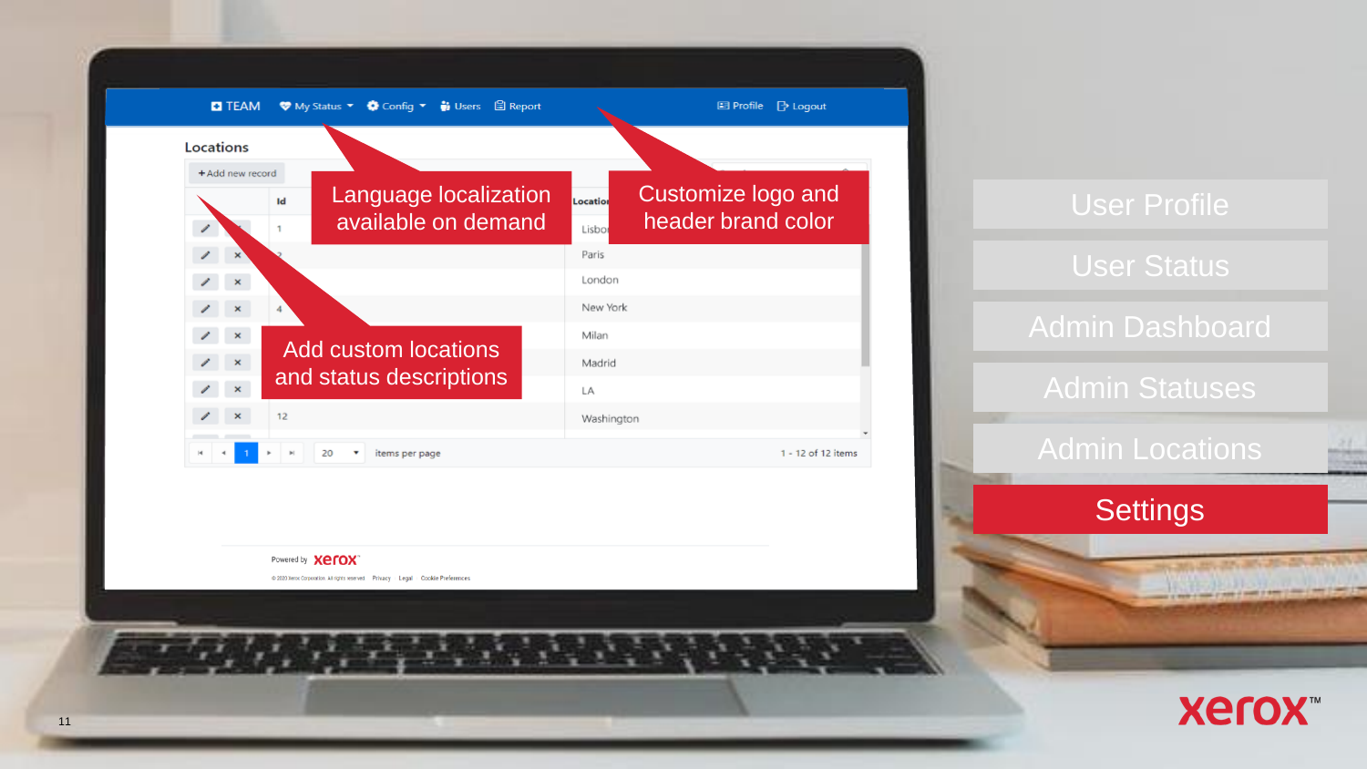Language localization available on demand

Customize logo and header brand color

Add custom locations and status descriptions

- User Profile
- User Status
- Admin Dashboard
- Admin Statuses
- Admin Locations
- **Settings**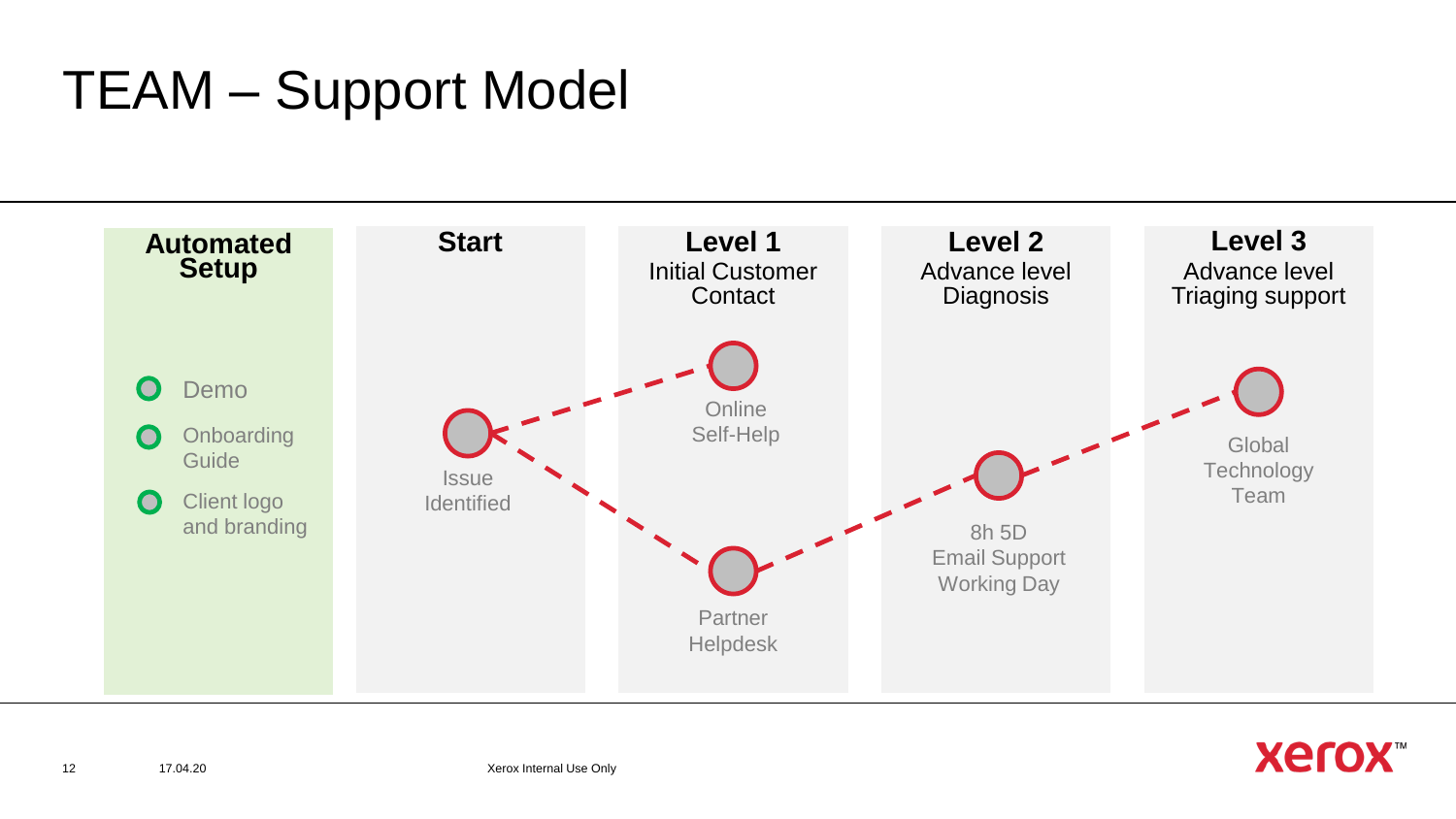# TEAM – Support Model

## Automated Setup

- Demo
- Onboarding Guide
- Client logo and branding

## Start

Issue Identified

## Level 1

Initial Customer Contact

- Online Self-Help
- Partner Helpdesk

## Level 2

Advance level Diagnosis

8h 5D Email Support Working Day

## Level 3

Advance level Triaging support

Global Technology Team

17.04.20

Xerox Internal Use Only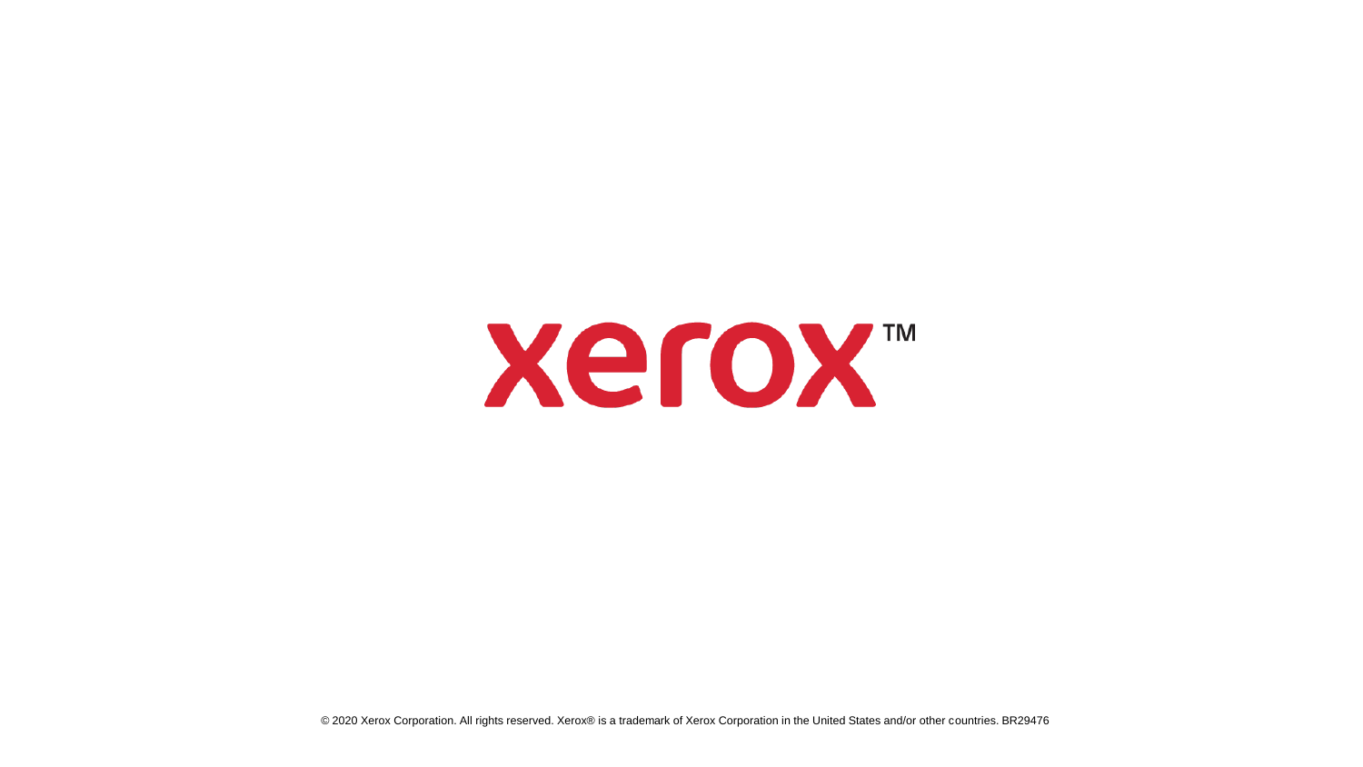xerox™

© 2020 Xerox Corporation. All rights reserved. Xerox® is a trademark of Xerox Corporation in the United States and/or other countries. BR29476